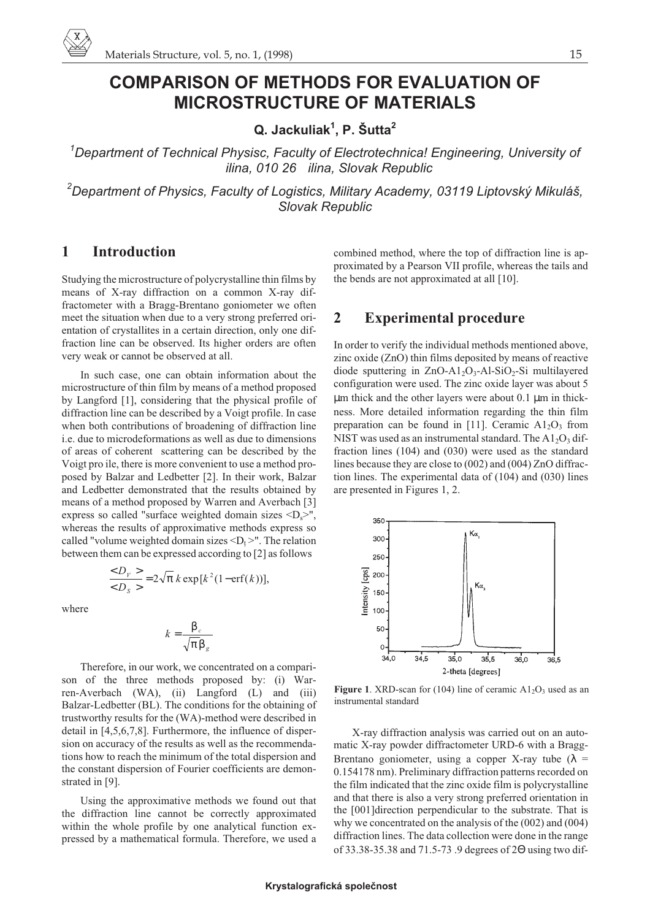# COMPARISON OF METHODS FOR EVALUATION OF MICROSTRUCTURE OF MATERIALS

**Q. Jackuliak[1], P. Šutta[2]**

[1]*Department of Technical Physisc, Faculty of Electrotechnica! Engineering, University of ilina, 010 26 ilina, Slovak Republic*

[2]*Department of Physics, Faculty of Logistics, Military Academy, 03119 Liptovský Mikuláš, Slovak Republic*

## 1 Introduction

Studying the microstructure of polycrystalline thin films by means of X-ray diffraction on a common X-ray diffractometer with a Bragg-Brentano goniometer we often meet the situation when due to a very strong preferred orientation of crystallites in a certain direction, only one diffraction line can be observed. Its higher orders are often very weak or cannot be observed at all.

In such case, one can obtain information about the microstructure of thin film by means of a method proposed by Langford [1], considering that the physical profile of diffraction line can be described by a Voigt profile. In case when both contributions of broadening of diffraction line i.e. due to microdeformations as well as due to dimensions of areas of coherent scattering can be described by the Voigt pro ile, there is more convenient to use a method proposed by Balzar and Ledbetter [2]. In their work, Balzar and Ledbetter demonstrated that the results obtained by means of a method proposed by Warren and Averbach [3] express so called "surface weighted domain sizes $<D_s>$", whereas the results of approximative methods express so called "volume weighted domain sizes $<D_f>$". The relation between them can be expressed according to [2] as follows

$$\frac{<D_V>}{<D_S>} = 2\sqrt{\pi}\, k \exp[k^2(1-\mathrm{erf}(k))],$$

where

$$k = \frac{\beta_c}{\sqrt{\pi}\beta_g}$$

Therefore, in our work, we concentrated on a comparison of the three methods proposed by: (i) Warren-Averbach (WA), (ii) Langford (L) and (iii) Balzar-Ledbetter (BL). The conditions for the obtaining of trustworthy results for the (WA)-method were described in detail in [4,5,6,7,8]. Furthermore, the influence of dispersion on accuracy of the results as well as the recommendations how to reach the minimum of the total dispersion and the constant dispersion of Fourier coefficients are demonstrated in [9].

Using the approximative methods we found out that the diffraction line cannot be correctly approximated within the whole profile by one analytical function expressed by a mathematical formula. Therefore, we used a combined method, where the top of diffraction line is approximated by a Pearson VII profile, whereas the tails and the bends are not approximated at all [10].

## 2 Experimental procedure

In order to verify the individual methods mentioned above, zinc oxide (ZnO) thin films deposited by means of reactive diode sputtering in $ZnO$-$Al_2O_3$-Al-$SiO_2$-Si multilayered configuration were used. The zinc oxide layer was about 5 μm thick and the other layers were about 0.1 μm in thickness. More detailed information regarding the thin film preparation can be found in [11]. Ceramic $Al_2O_3$ from NIST was used as an instrumental standard. The $Al_2O_3$ diffraction lines (104) and (030) were used as the standard lines because they are close to (002) and (004) ZnO diffraction lines. The experimental data of (104) and (030) lines are presented in Figures 1, 2.

**Figure 1**. XRD-scan for (104) line of ceramic $Al_2O_3$ used as an instrumental standard

X-ray diffraction analysis was carried out on an automatic X-ray powder diffractometer URD-6 with a Bragg-Brentano goniometer, using a copper X-ray tube ($\lambda$ = 0.154178 nm). Preliminary diffraction patterns recorded on the film indicated that the zinc oxide film is polycrystalline and that there is also a very strong preferred orientation in the [001]direction perpendicular to the substrate. That is why we concentrated on the analysis of the (002) and (004) diffraction lines. The data collection were done in the range of 33.38-35.38 and 71.5-73 .9 degrees of $2\Theta$ using two dif-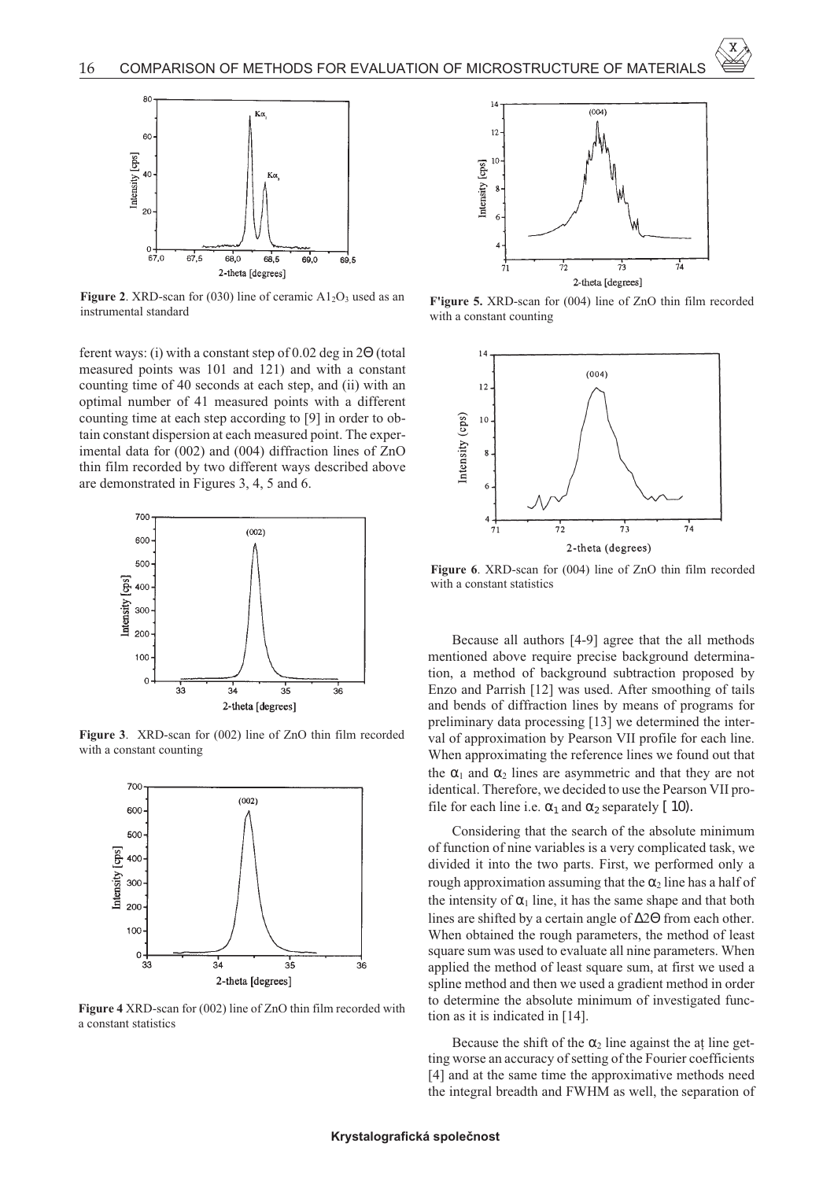**Figure 2**. XRD-scan for (030) line of ceramic $Al_2O_3$ used as an instrumental standard

ferent ways: (i) with a constant step of 0.02 deg in 2Θ (total measured points was 101 and 121) and with a constant counting time of 40 seconds at each step, and (ii) with an optimal number of 41 measured points with a different counting time at each step according to [9] in order to obtain constant dispersion at each measured point. The experimental data for (002) and (004) diffraction lines of ZnO thin film recorded by two different ways described above are demonstrated in Figures 3, 4, 5 and 6.

**Figure 3**. XRD-scan for (002) line of ZnO thin film recorded with a constant counting

**Figure 4** XRD-scan for (002) line of ZnO thin film recorded with a constant statistics

**F'igure 5.** XRD-scan for (004) line of ZnO thin film recorded with a constant counting

**Figure 6**. XRD-scan for (004) line of ZnO thin film recorded with a constant statistics

Because all authors [4-9] agree that the all methods mentioned above require precise background determination, a method of background subtraction proposed by Enzo and Parrish [12] was used. After smoothing of tails and bends of diffraction lines by means of programs for preliminary data processing [13] we determined the interval of approximation by Pearson VII profile for each line. When approximating the reference lines we found out that the $\alpha_1$ and $\alpha_2$ lines are asymmetric and that they are not identical. Therefore, we decided to use the Pearson VII profile for each line i.e. $\alpha_1$ and $\alpha_2$ separately [ 10).

Considering that the search of the absolute minimum of function of nine variables is a very complicated task, we divided it into the two parts. First, we performed only a rough approximation assuming that the $\alpha_2$ line has a half of the intensity of $\alpha_1$ line, it has the same shape and that both lines are shifted by a certain angle of Δ2Θ from each other. When obtained the rough parameters, the method of least square sum was used to evaluate all nine parameters. When applied the method of least square sum, at first we used a spline method and then we used a gradient method in order to determine the absolute minimum of investigated function as it is indicated in [14].

Because the shift of the $\alpha_2$ line against the aț line getting worse an accuracy of setting of the Fourier coefficients [4] and at the same time the approximative methods need the integral breadth and FWHM as well, the separation of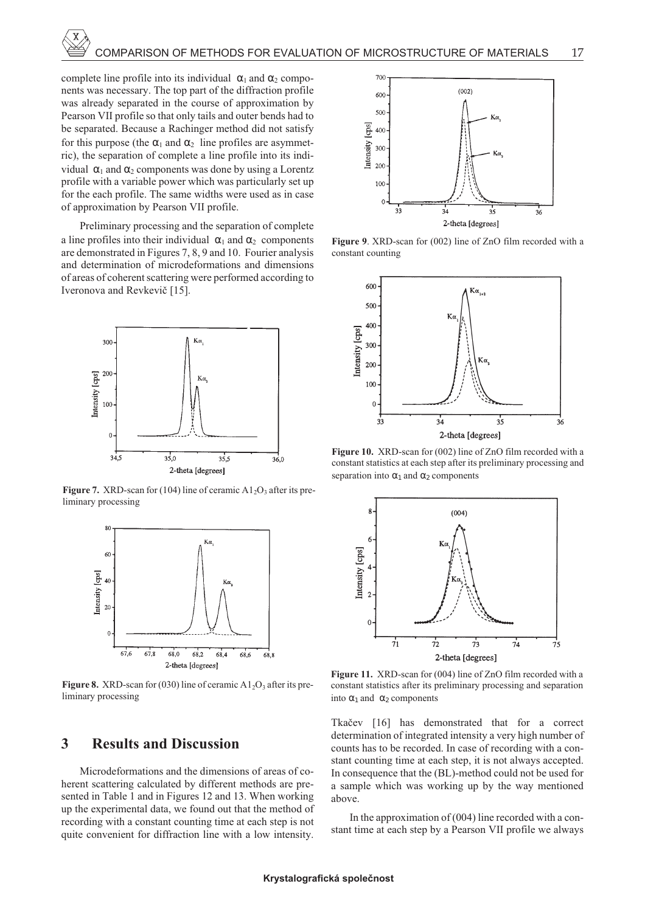complete line profile into its individual $\alpha_1$ and $\alpha_2$ components was necessary. The top part of the diffraction profile was already separated in the course of approximation by Pearson VII profile so that only tails and outer bends had to be separated. Because a Rachinger method did not satisfy for this purpose (the $\alpha_1$ and $\alpha_2$ line profiles are asymmetric), the separation of complete a line profile into its individual $\alpha_1$ and $\alpha_2$ components was done by using a Lorentz profile with a variable power which was particularly set up for the each profile. The same widths were used as in case of approximation by Pearson VII profile.

Preliminary processing and the separation of complete a line profiles into their individual $\alpha_1$ and $\alpha_2$ components are demonstrated in Figures 7, 8, 9 and 10. Fourier analysis and determination of microdeformations and dimensions of areas of coherent scattering were performed according to Iveronova and Revkevič [15].

**Figure 7.** XRD-scan for (104) line of ceramic $Al_2O_3$ after its preliminary processing

**Figure 8.** XRD-scan for (030) line of ceramic $Al_2O_3$ after its preliminary processing

## 3 Results and Discussion

Microdeformations and the dimensions of areas of coherent scattering calculated by different methods are presented in Table 1 and in Figures 12 and 13. When working up the experimental data, we found out that the method of recording with a constant counting time at each step is not quite convenient for diffraction line with a low intensity.

**Figure 9**. XRD-scan for (002) line of ZnO film recorded with a constant counting

**Figure 10.** XRD-scan for (002) line of ZnO film recorded with a constant statistics at each step after its preliminary processing and separation into $\alpha_1$ and $\alpha_2$ components

**Figure 11.** XRD-scan for (004) line of ZnO film recorded with a constant statistics after its preliminary processing and separation into $\alpha_1$ and $\alpha_2$ components

Tkačev [16] has demonstrated that for a correct determination of integrated intensity a very high number of counts has to be recorded. In case of recording with a constant counting time at each step, it is not always accepted. In consequence that the (BL)-method could not be used for a sample which was working up by the way mentioned above.

In the approximation of (004) line recorded with a constant time at each step by a Pearson VII profile we always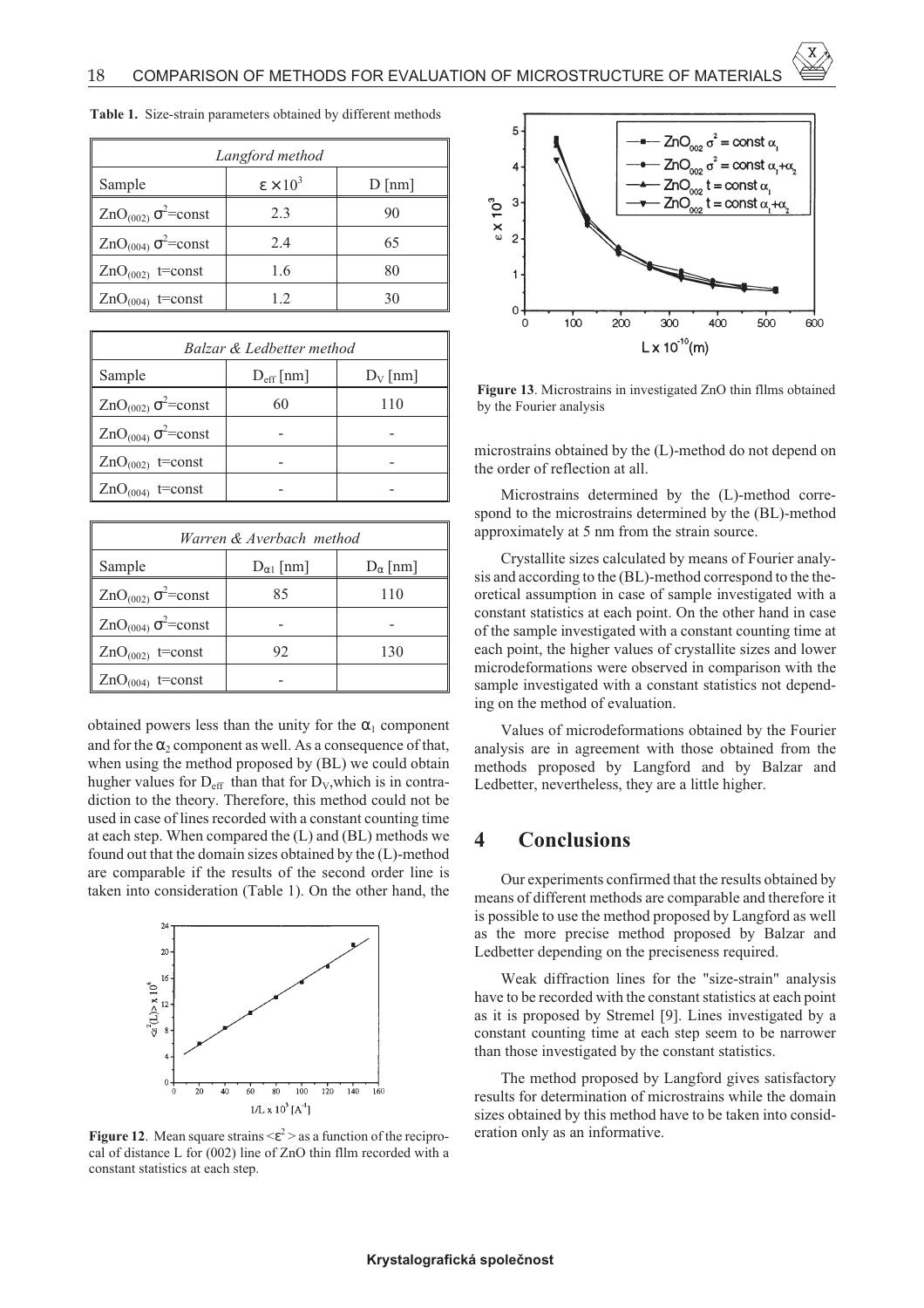**Table 1.** Size-strain parameters obtained by different methods

| *Langford method* | | |
|---|---|---|
| Sample | $\varepsilon \times 10^3$ | D [nm] |
| $ZnO_{(002)}$ $\sigma^2$=const | 2.3 | 90 |
| $ZnO_{(004)}$ $\sigma^2$=const | 2.4 | 65 |
| $ZnO_{(002)}$ t=const | 1.6 | 80 |
| $ZnO_{(004)}$ t=const | 1.2 | 30 |

| *Balzar & Ledbetter method* | | |
|---|---|---|
| Sample | $D_{eff}$ [nm] | $D_V$ [nm] |
| $ZnO_{(002)}$ $\sigma^2$=const | 60 | 110 |
| $ZnO_{(004)}$ $\sigma^2$=const | - | - |
| $ZnO_{(002)}$ t=const | - | - |
| $ZnO_{(004)}$ t=const | - | - |

| *Warren & Averbach method* | | |
|---|---|---|
| Sample | $D_{\alpha 1}$ [nm] | $D_{\alpha}$ [nm] |
| $ZnO_{(002)}$ $\sigma^2$=const | 85 | 110 |
| $ZnO_{(004)}$ $\sigma^2$=const | - | - |
| $ZnO_{(002)}$ t=const | 92 | 130 |
| $ZnO_{(004)}$ t=const | - | |

obtained powers less than the unity for the $\alpha_1$ component and for the $\alpha_2$ component as well. As a consequence of that, when using the method proposed by (BL) we could obtain hugher values for $D_{eff}$ than that for $D_V$, which is in contradiction to the theory. Therefore, this method could not be used in case of lines recorded with a constant counting time at each step. When compared the (L) and (BL) methods we found out that the domain sizes obtained by the (L)-method are comparable if the results of the second order line is taken into consideration (Table 1). On the other hand, the microstrains obtained by the (L)-method do not depend on the order of reflection at all.

**Figure 12**. Mean square strains $<\varepsilon^2>$ as a function of the reciprocal of distance L for (002) line of ZnO thin fllm recorded with a constant statistics at each step.

**Figure 13**. Microstrains in investigated ZnO thin fllms obtained by the Fourier analysis

Microstrains determined by the (L)-method correspond to the microstrains determined by the (BL)-method approximately at 5 nm from the strain source.

Crystallite sizes calculated by means of Fourier analysis and according to the (BL)-method correspond to the theoretical assumption in case of sample investigated with a constant statistics at each point. On the other hand in case of the sample investigated with a constant counting time at each point, the higher values of crystallite sizes and lower microdeformations were observed in comparison with the sample investigated with a constant statistics not depending on the method of evaluation.

Values of microdeformations obtained by the Fourier analysis are in agreement with those obtained from the methods proposed by Langford and by Balzar and Ledbetter, nevertheless, they are a little higher.

## 4 Conclusions

Our experiments confirmed that the results obtained by means of different methods are comparable and therefore it is possible to use the method proposed by Langford as well as the more precise method proposed by Balzar and Ledbetter depending on the preciseness required.

Weak diffraction lines for the "size-strain" analysis have to be recorded with the constant statistics at each point as it is proposed by Stremel [9]. Lines investigated by a constant counting time at each step seem to be narrower than those investigated by the constant statistics.

The method proposed by Langford gives satisfactory results for determination of microstrains while the domain sizes obtained by this method have to be taken into consideration only as an informative.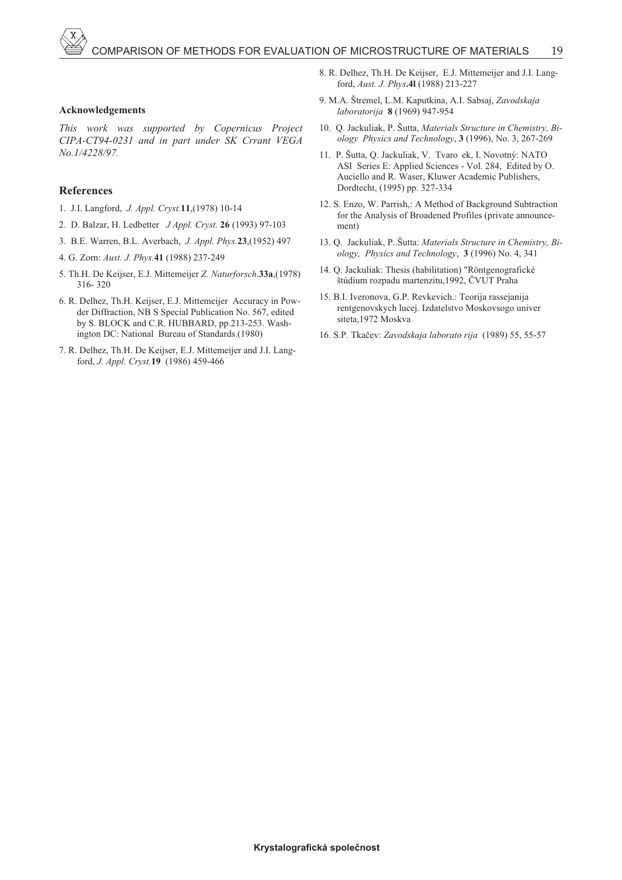### Acknowledgements

*This work was supported by Copernicus Project CIPA-CT94-0231 and in part under SK Crrant VEGA No.1/4228/97.*

### References

1. J.I. Langford, *J. Appl. Cryst.* **11**,(1978) 10-14
2. D. Balzar, H. Ledbetter *J Appl. Cryst.* **26** (1993) 97-103
3. B.E. Warren, B.L. Averbach, *J. Appl. Phys.* **23**,(1952) 497
4. G. Zorn: *Aust. J. Phys.* **41** (1988) 237-249
5. Th.H. De Keijser, E.J. Mittemeijer *Z. Naturforsch.* **33a**,(1978) 316- 320
6. R. Delhez, Th.H. Keijser, E.J. Mittemeijer Accuracy in Powder Diffraction, NB S Special Publication No. 567, edited by S. BLOCK and C.R. HUBBARD, pp.213-253. Washington DC: National Bureau of Standards.(1980)
7. R. Delhez, Th.H. De Keijser, E.J. Mittemeijer and J.I. Langford, *J. Appl. Cryst.* **19** (1986) 459-466
8. R. Delhez, Th.H. De Keijser, E.J. Mittemeijer and J.I. Langford, *Aust. J. Phys*.**4l** (1988) 213-227
9. M.A. Štremel, L.M. Kaputkina, A.I. Sabsaj, *Zavodskaja laboratorija* **8** (1969) 947-954
10. Q. Jackuliak, P. Šutta, *Materials Structure in Chemistry, Biology Physics and Technology*, **3** (1996), No. 3, 267-269
11. P. Šutta, Q. Jackuliak, V. Tvaro ek, I. Novotný: NATO ASI Series E: Applied Sciences - Vol. 284, Edited by O. Auciello and R. Waser, Kluwer Academic Publishers, Dordtecht, (1995) pp. 327-334
12. S. Enzo, W. Parrish,: A Method of Background Subtraction for the Analysis of Broadened Profiles (private announcement)
13. Q. Jackuliak, P..Šutta: *Materials Structure in Chemistry, Biology, Physics and Technology*, **3** (1996) No. 4, 341
14. Q. Jackuliak: Thesis (habilitation) "Röntgenografické štúdium rozpadu martenzitu,1992, ČVUT Praha
15. B.I. Iveronova, G.P. Revkevich.: Teorija rassejanija rentgenovskych lucej. Izdatelstvo Moskovsogo univer siteta,1972 Moskva
16. S.P. Tkačev: *Zavodskaja laborato rija* (1989) 55, 55-57